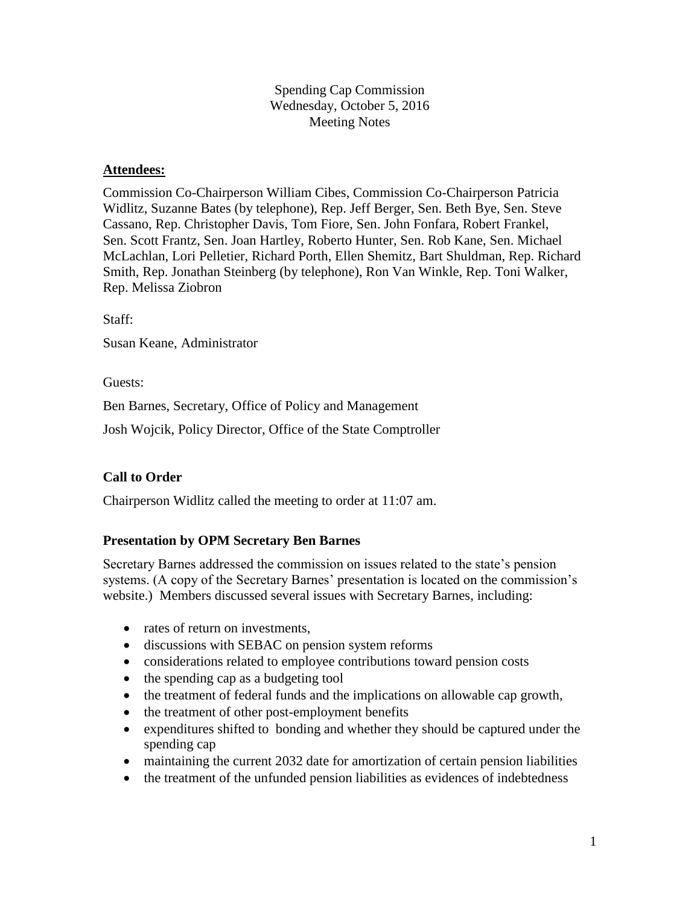Spending Cap Commission
Wednesday, October 5, 2016
Meeting Notes

**Attendees:**

Commission Co-Chairperson William Cibes, Commission Co-Chairperson Patricia Widlitz, Suzanne Bates (by telephone), Rep. Jeff Berger, Sen. Beth Bye, Sen. Steve Cassano, Rep. Christopher Davis, Tom Fiore, Sen. John Fonfara, Robert Frankel, Sen. Scott Frantz, Sen. Joan Hartley, Roberto Hunter, Sen. Rob Kane, Sen. Michael McLachlan, Lori Pelletier, Richard Porth, Ellen Shemitz, Bart Shuldman, Rep. Richard Smith, Rep. Jonathan Steinberg (by telephone), Ron Van Winkle, Rep. Toni Walker, Rep. Melissa Ziobron

Staff:

Susan Keane, Administrator

Guests:

Ben Barnes, Secretary, Office of Policy and Management

Josh Wojcik, Policy Director, Office of the State Comptroller

**Call to Order**

Chairperson Widlitz called the meeting to order at 11:07 am.

**Presentation by OPM Secretary Ben Barnes**

Secretary Barnes addressed the commission on issues related to the state's pension systems. (A copy of the Secretary Barnes' presentation is located on the commission's website.) Members discussed several issues with Secretary Barnes, including:

- rates of return on investments,
- discussions with SEBAC on pension system reforms
- considerations related to employee contributions toward pension costs
- the spending cap as a budgeting tool
- the treatment of federal funds and the implications on allowable cap growth,
- the treatment of other post-employment benefits
- expenditures shifted to bonding and whether they should be captured under the spending cap
- maintaining the current 2032 date for amortization of certain pension liabilities
- the treatment of the unfunded pension liabilities as evidences of indebtedness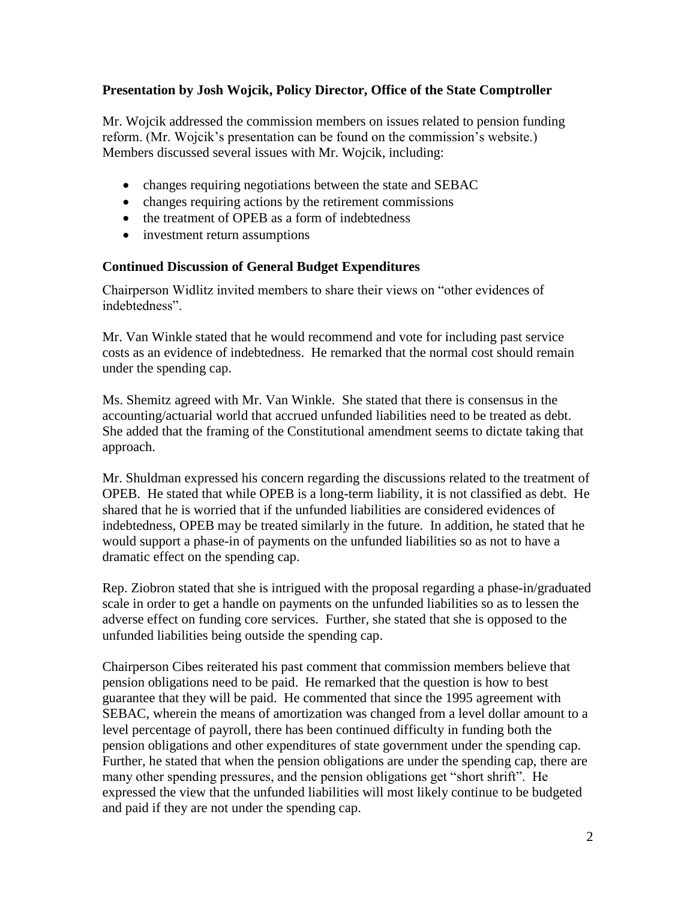**Presentation by Josh Wojcik, Policy Director, Office of the State Comptroller**

Mr. Wojcik addressed the commission members on issues related to pension funding reform. (Mr. Wojcik's presentation can be found on the commission's website.) Members discussed several issues with Mr. Wojcik, including:

- changes requiring negotiations between the state and SEBAC
- changes requiring actions by the retirement commissions
- the treatment of OPEB as a form of indebtedness
- investment return assumptions

**Continued Discussion of General Budget Expenditures**

Chairperson Widlitz invited members to share their views on "other evidences of indebtedness".

Mr. Van Winkle stated that he would recommend and vote for including past service costs as an evidence of indebtedness. He remarked that the normal cost should remain under the spending cap.

Ms. Shemitz agreed with Mr. Van Winkle. She stated that there is consensus in the accounting/actuarial world that accrued unfunded liabilities need to be treated as debt. She added that the framing of the Constitutional amendment seems to dictate taking that approach.

Mr. Shuldman expressed his concern regarding the discussions related to the treatment of OPEB. He stated that while OPEB is a long-term liability, it is not classified as debt. He shared that he is worried that if the unfunded liabilities are considered evidences of indebtedness, OPEB may be treated similarly in the future. In addition, he stated that he would support a phase-in of payments on the unfunded liabilities so as not to have a dramatic effect on the spending cap.

Rep. Ziobron stated that she is intrigued with the proposal regarding a phase-in/graduated scale in order to get a handle on payments on the unfunded liabilities so as to lessen the adverse effect on funding core services. Further, she stated that she is opposed to the unfunded liabilities being outside the spending cap.

Chairperson Cibes reiterated his past comment that commission members believe that pension obligations need to be paid. He remarked that the question is how to best guarantee that they will be paid. He commented that since the 1995 agreement with SEBAC, wherein the means of amortization was changed from a level dollar amount to a level percentage of payroll, there has been continued difficulty in funding both the pension obligations and other expenditures of state government under the spending cap. Further, he stated that when the pension obligations are under the spending cap, there are many other spending pressures, and the pension obligations get "short shrift". He expressed the view that the unfunded liabilities will most likely continue to be budgeted and paid if they are not under the spending cap.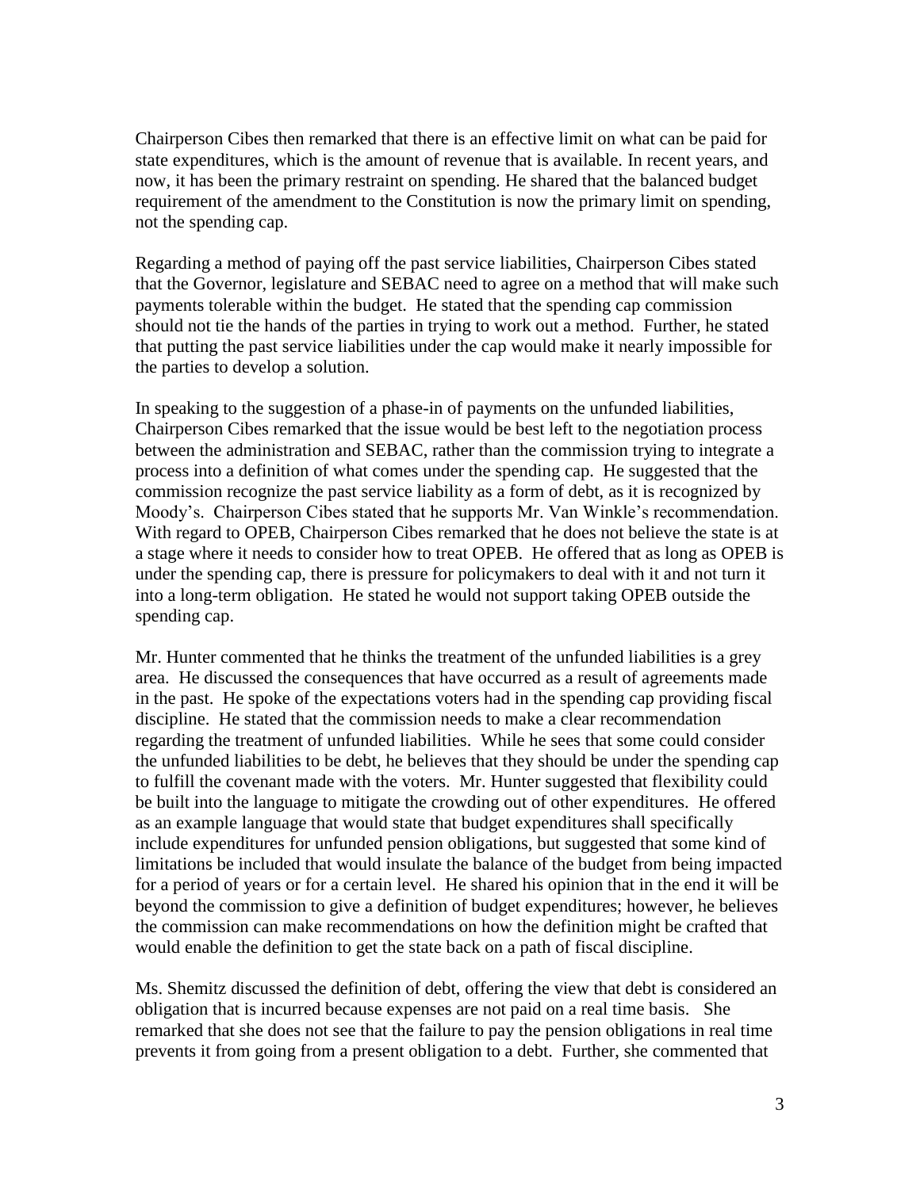Chairperson Cibes then remarked that there is an effective limit on what can be paid for state expenditures, which is the amount of revenue that is available. In recent years, and now, it has been the primary restraint on spending. He shared that the balanced budget requirement of the amendment to the Constitution is now the primary limit on spending, not the spending cap.

Regarding a method of paying off the past service liabilities, Chairperson Cibes stated that the Governor, legislature and SEBAC need to agree on a method that will make such payments tolerable within the budget. He stated that the spending cap commission should not tie the hands of the parties in trying to work out a method. Further, he stated that putting the past service liabilities under the cap would make it nearly impossible for the parties to develop a solution.

In speaking to the suggestion of a phase-in of payments on the unfunded liabilities, Chairperson Cibes remarked that the issue would be best left to the negotiation process between the administration and SEBAC, rather than the commission trying to integrate a process into a definition of what comes under the spending cap. He suggested that the commission recognize the past service liability as a form of debt, as it is recognized by Moody's. Chairperson Cibes stated that he supports Mr. Van Winkle's recommendation. With regard to OPEB, Chairperson Cibes remarked that he does not believe the state is at a stage where it needs to consider how to treat OPEB. He offered that as long as OPEB is under the spending cap, there is pressure for policymakers to deal with it and not turn it into a long-term obligation. He stated he would not support taking OPEB outside the spending cap.

Mr. Hunter commented that he thinks the treatment of the unfunded liabilities is a grey area. He discussed the consequences that have occurred as a result of agreements made in the past. He spoke of the expectations voters had in the spending cap providing fiscal discipline. He stated that the commission needs to make a clear recommendation regarding the treatment of unfunded liabilities. While he sees that some could consider the unfunded liabilities to be debt, he believes that they should be under the spending cap to fulfill the covenant made with the voters. Mr. Hunter suggested that flexibility could be built into the language to mitigate the crowding out of other expenditures. He offered as an example language that would state that budget expenditures shall specifically include expenditures for unfunded pension obligations, but suggested that some kind of limitations be included that would insulate the balance of the budget from being impacted for a period of years or for a certain level. He shared his opinion that in the end it will be beyond the commission to give a definition of budget expenditures; however, he believes the commission can make recommendations on how the definition might be crafted that would enable the definition to get the state back on a path of fiscal discipline.

Ms. Shemitz discussed the definition of debt, offering the view that debt is considered an obligation that is incurred because expenses are not paid on a real time basis. She remarked that she does not see that the failure to pay the pension obligations in real time prevents it from going from a present obligation to a debt. Further, she commented that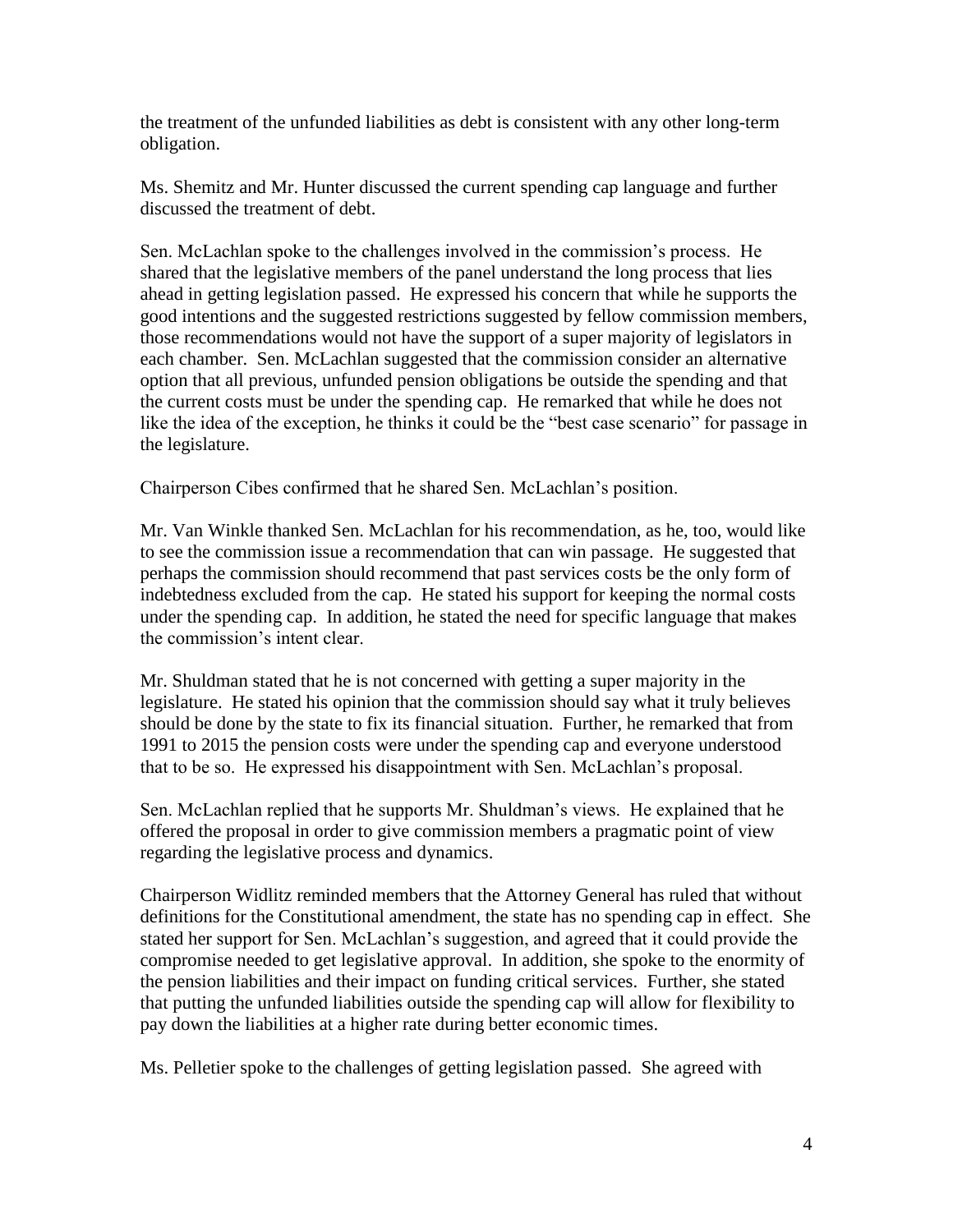the treatment of the unfunded liabilities as debt is consistent with any other long-term obligation.

Ms. Shemitz and Mr. Hunter discussed the current spending cap language and further discussed the treatment of debt.

Sen. McLachlan spoke to the challenges involved in the commission's process. He shared that the legislative members of the panel understand the long process that lies ahead in getting legislation passed. He expressed his concern that while he supports the good intentions and the suggested restrictions suggested by fellow commission members, those recommendations would not have the support of a super majority of legislators in each chamber. Sen. McLachlan suggested that the commission consider an alternative option that all previous, unfunded pension obligations be outside the spending and that the current costs must be under the spending cap. He remarked that while he does not like the idea of the exception, he thinks it could be the "best case scenario" for passage in the legislature.

Chairperson Cibes confirmed that he shared Sen. McLachlan's position.

Mr. Van Winkle thanked Sen. McLachlan for his recommendation, as he, too, would like to see the commission issue a recommendation that can win passage. He suggested that perhaps the commission should recommend that past services costs be the only form of indebtedness excluded from the cap. He stated his support for keeping the normal costs under the spending cap. In addition, he stated the need for specific language that makes the commission's intent clear.

Mr. Shuldman stated that he is not concerned with getting a super majority in the legislature. He stated his opinion that the commission should say what it truly believes should be done by the state to fix its financial situation. Further, he remarked that from 1991 to 2015 the pension costs were under the spending cap and everyone understood that to be so. He expressed his disappointment with Sen. McLachlan's proposal.

Sen. McLachlan replied that he supports Mr. Shuldman's views. He explained that he offered the proposal in order to give commission members a pragmatic point of view regarding the legislative process and dynamics.

Chairperson Widlitz reminded members that the Attorney General has ruled that without definitions for the Constitutional amendment, the state has no spending cap in effect. She stated her support for Sen. McLachlan's suggestion, and agreed that it could provide the compromise needed to get legislative approval. In addition, she spoke to the enormity of the pension liabilities and their impact on funding critical services. Further, she stated that putting the unfunded liabilities outside the spending cap will allow for flexibility to pay down the liabilities at a higher rate during better economic times.

Ms. Pelletier spoke to the challenges of getting legislation passed. She agreed with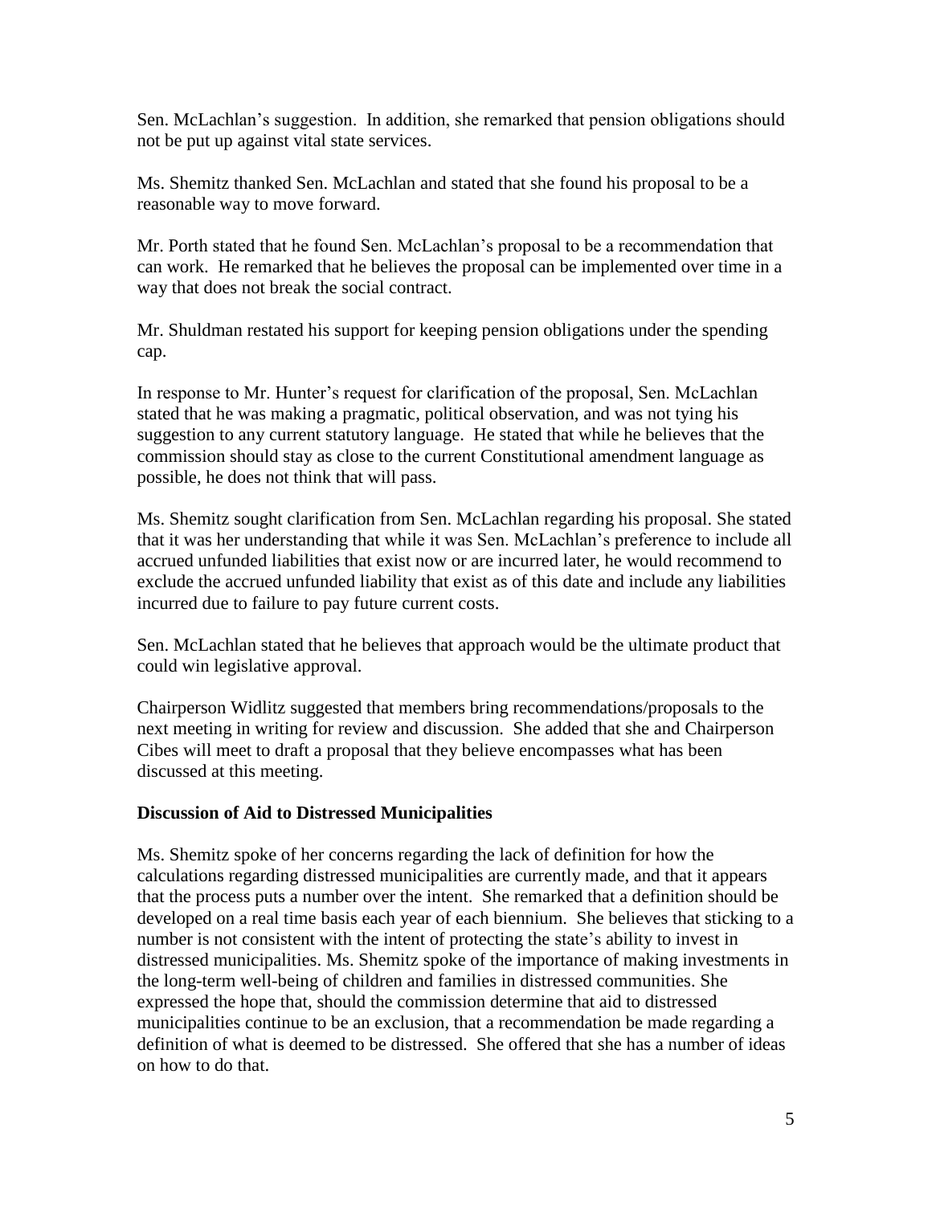Sen. McLachlan's suggestion. In addition, she remarked that pension obligations should not be put up against vital state services.

Ms. Shemitz thanked Sen. McLachlan and stated that she found his proposal to be a reasonable way to move forward.

Mr. Porth stated that he found Sen. McLachlan's proposal to be a recommendation that can work. He remarked that he believes the proposal can be implemented over time in a way that does not break the social contract.

Mr. Shuldman restated his support for keeping pension obligations under the spending cap.

In response to Mr. Hunter's request for clarification of the proposal, Sen. McLachlan stated that he was making a pragmatic, political observation, and was not tying his suggestion to any current statutory language. He stated that while he believes that the commission should stay as close to the current Constitutional amendment language as possible, he does not think that will pass.

Ms. Shemitz sought clarification from Sen. McLachlan regarding his proposal. She stated that it was her understanding that while it was Sen. McLachlan's preference to include all accrued unfunded liabilities that exist now or are incurred later, he would recommend to exclude the accrued unfunded liability that exist as of this date and include any liabilities incurred due to failure to pay future current costs.

Sen. McLachlan stated that he believes that approach would be the ultimate product that could win legislative approval.

Chairperson Widlitz suggested that members bring recommendations/proposals to the next meeting in writing for review and discussion. She added that she and Chairperson Cibes will meet to draft a proposal that they believe encompasses what has been discussed at this meeting.

**Discussion of Aid to Distressed Municipalities**

Ms. Shemitz spoke of her concerns regarding the lack of definition for how the calculations regarding distressed municipalities are currently made, and that it appears that the process puts a number over the intent. She remarked that a definition should be developed on a real time basis each year of each biennium. She believes that sticking to a number is not consistent with the intent of protecting the state's ability to invest in distressed municipalities. Ms. Shemitz spoke of the importance of making investments in the long-term well-being of children and families in distressed communities. She expressed the hope that, should the commission determine that aid to distressed municipalities continue to be an exclusion, that a recommendation be made regarding a definition of what is deemed to be distressed. She offered that she has a number of ideas on how to do that.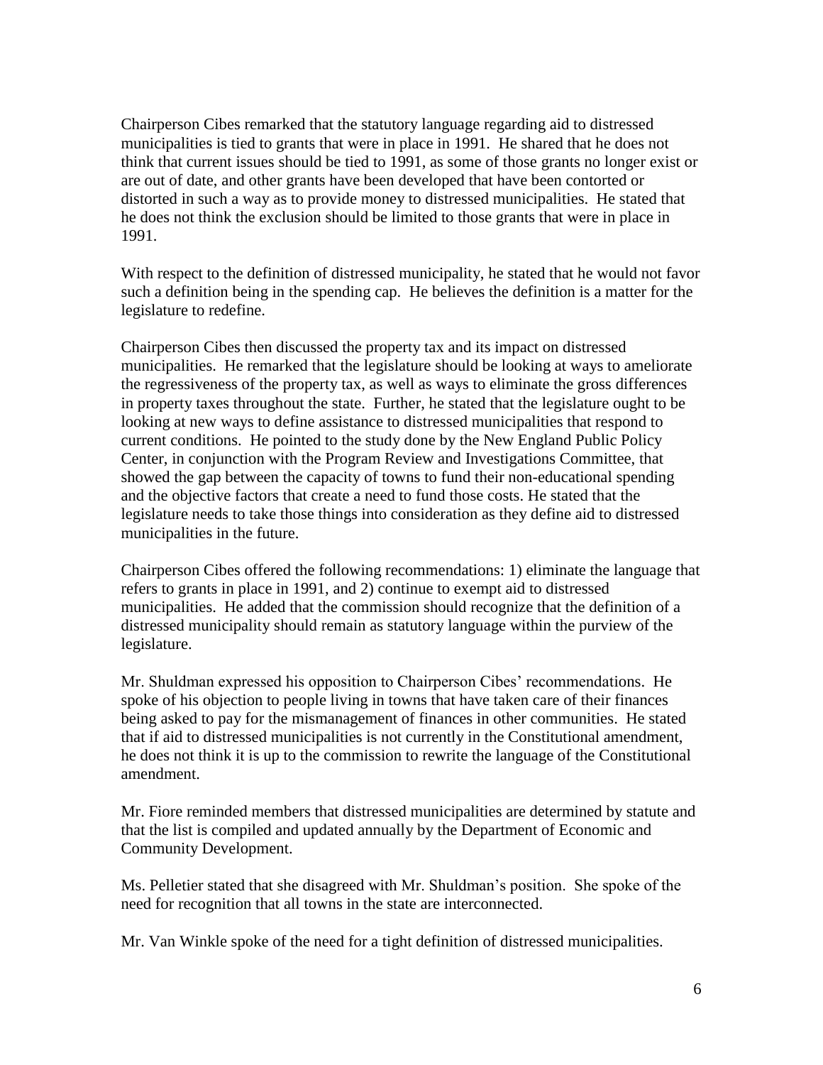Chairperson Cibes remarked that the statutory language regarding aid to distressed municipalities is tied to grants that were in place in 1991. He shared that he does not think that current issues should be tied to 1991, as some of those grants no longer exist or are out of date, and other grants have been developed that have been contorted or distorted in such a way as to provide money to distressed municipalities. He stated that he does not think the exclusion should be limited to those grants that were in place in 1991.

With respect to the definition of distressed municipality, he stated that he would not favor such a definition being in the spending cap. He believes the definition is a matter for the legislature to redefine.

Chairperson Cibes then discussed the property tax and its impact on distressed municipalities. He remarked that the legislature should be looking at ways to ameliorate the regressiveness of the property tax, as well as ways to eliminate the gross differences in property taxes throughout the state. Further, he stated that the legislature ought to be looking at new ways to define assistance to distressed municipalities that respond to current conditions. He pointed to the study done by the New England Public Policy Center, in conjunction with the Program Review and Investigations Committee, that showed the gap between the capacity of towns to fund their non-educational spending and the objective factors that create a need to fund those costs. He stated that the legislature needs to take those things into consideration as they define aid to distressed municipalities in the future.

Chairperson Cibes offered the following recommendations: 1) eliminate the language that refers to grants in place in 1991, and 2) continue to exempt aid to distressed municipalities. He added that the commission should recognize that the definition of a distressed municipality should remain as statutory language within the purview of the legislature.

Mr. Shuldman expressed his opposition to Chairperson Cibes' recommendations. He spoke of his objection to people living in towns that have taken care of their finances being asked to pay for the mismanagement of finances in other communities. He stated that if aid to distressed municipalities is not currently in the Constitutional amendment, he does not think it is up to the commission to rewrite the language of the Constitutional amendment.

Mr. Fiore reminded members that distressed municipalities are determined by statute and that the list is compiled and updated annually by the Department of Economic and Community Development.

Ms. Pelletier stated that she disagreed with Mr. Shuldman's position. She spoke of the need for recognition that all towns in the state are interconnected.

Mr. Van Winkle spoke of the need for a tight definition of distressed municipalities.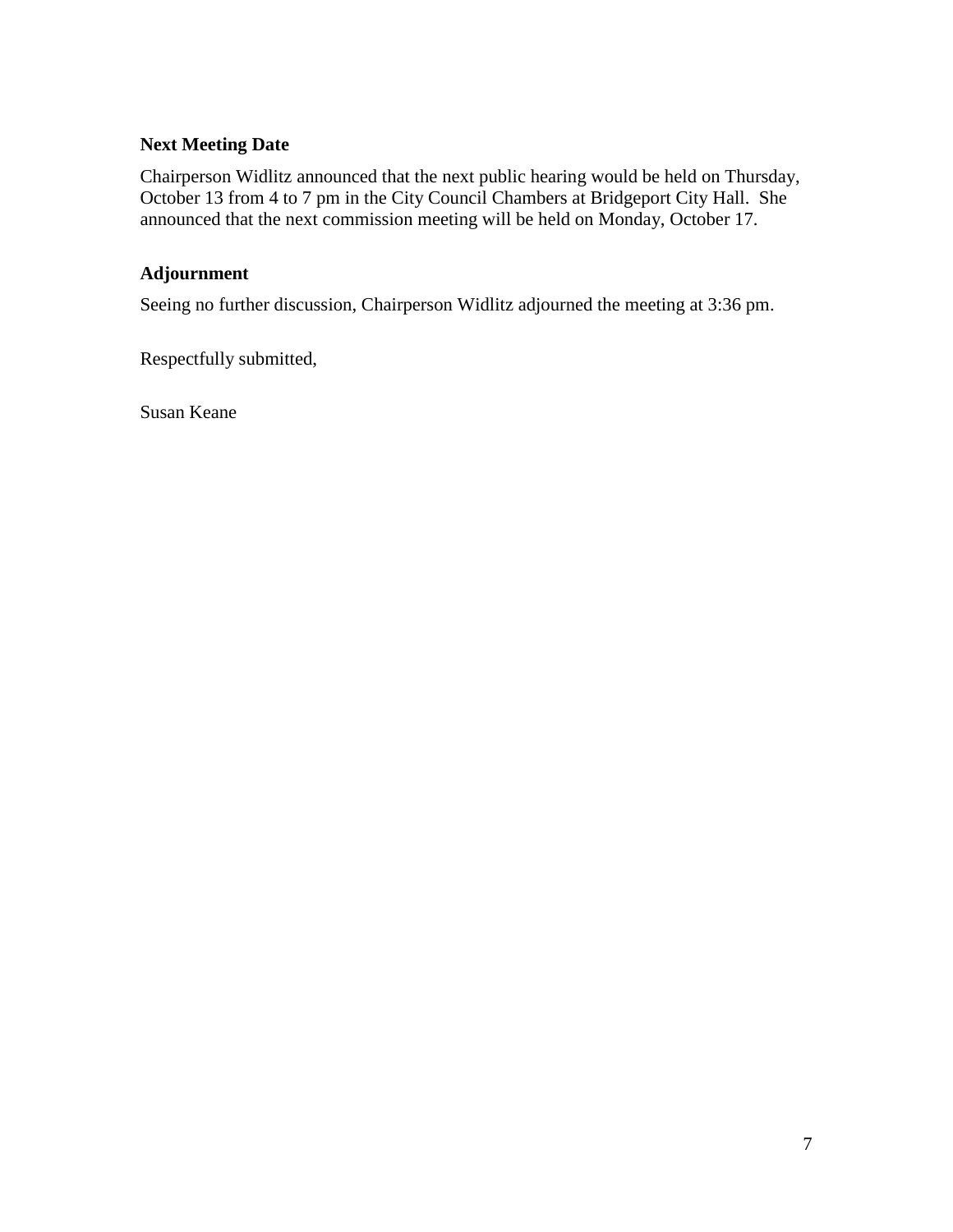**Next Meeting Date**

Chairperson Widlitz announced that the next public hearing would be held on Thursday, October 13 from 4 to 7 pm in the City Council Chambers at Bridgeport City Hall. She announced that the next commission meeting will be held on Monday, October 17.

**Adjournment**

Seeing no further discussion, Chairperson Widlitz adjourned the meeting at 3:36 pm.

Respectfully submitted,

Susan Keane